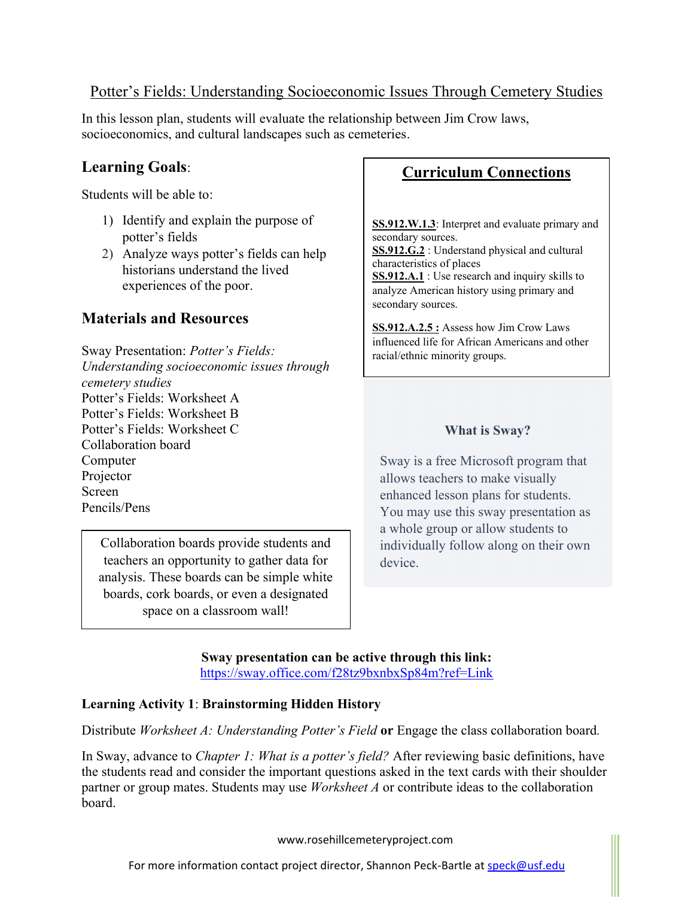# Potter's Fields: Understanding Socioeconomic Issues Through Cemetery Studies

In this lesson plan, students will evaluate the relationship between Jim Crow laws, socioeconomics, and cultural landscapes such as cemeteries.

## Learning Goals:

Students will be able to:

1) Identify and explain the purpose of potter's fields
2) Analyze ways potter's fields can help historians understand the lived experiences of the poor.

## Materials and Resources

Sway Presentation: *Potter's Fields: Understanding socioeconomic issues through cemetery studies*
Potter's Fields: Worksheet A
Potter's Fields: Worksheet B
Potter's Fields: Worksheet C
Collaboration board
Computer
Projector
Screen
Pencils/Pens

Collaboration boards provide students and teachers an opportunity to gather data for analysis. These boards can be simple white boards, cork boards, or even a designated space on a classroom wall!

## Curriculum Connections

**SS.912.W.1.3**: Interpret and evaluate primary and secondary sources.
**SS.912.G.2** : Understand physical and cultural characteristics of places
**SS.912.A.1** : Use research and inquiry skills to analyze American history using primary and secondary sources.

**SS.912.A.2.5 :** Assess how Jim Crow Laws influenced life for African Americans and other racial/ethnic minority groups.

### What is Sway?

Sway is a free Microsoft program that allows teachers to make visually enhanced lesson plans for students. You may use this sway presentation as a whole group or allow students to individually follow along on their own device.

**Sway presentation can be active through this link:**
https://sway.office.com/f28tz9bxnbxSp84m?ref=Link

**Learning Activity 1**: **Brainstorming Hidden History**

Distribute *Worksheet A: Understanding Potter's Field* **or** Engage the class collaboration board.

In Sway, advance to *Chapter 1: What is a potter's field?* After reviewing basic definitions, have the students read and consider the important questions asked in the text cards with their shoulder partner or group mates. Students may use *Worksheet A* or contribute ideas to the collaboration board.

www.rosehillcemeteryproject.com

For more information contact project director, Shannon Peck-Bartle at speck@usf.edu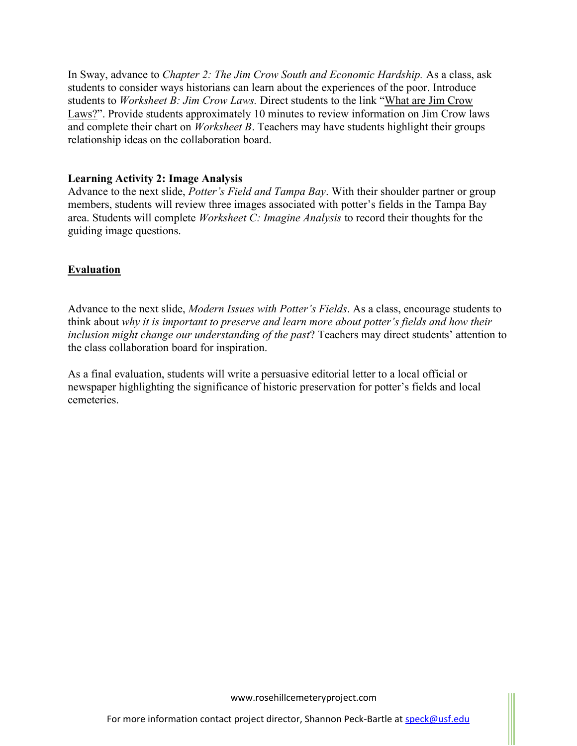In Sway, advance to *Chapter 2: The Jim Crow South and Economic Hardship.* As a class, ask students to consider ways historians can learn about the experiences of the poor. Introduce students to *Worksheet B: Jim Crow Laws.* Direct students to the link "What are Jim Crow Laws?". Provide students approximately 10 minutes to review information on Jim Crow laws and complete their chart on *Worksheet B*. Teachers may have students highlight their groups relationship ideas on the collaboration board.

**Learning Activity 2: Image Analysis**
Advance to the next slide, *Potter's Field and Tampa Bay*. With their shoulder partner or group members, students will review three images associated with potter's fields in the Tampa Bay area. Students will complete *Worksheet C: Imagine Analysis* to record their thoughts for the guiding image questions.

## Evaluation

Advance to the next slide, *Modern Issues with Potter's Fields*. As a class, encourage students to think about *why it is important to preserve and learn more about potter's fields and how their inclusion might change our understanding of the past*? Teachers may direct students' attention to the class collaboration board for inspiration.

As a final evaluation, students will write a persuasive editorial letter to a local official or newspaper highlighting the significance of historic preservation for potter's fields and local cemeteries.